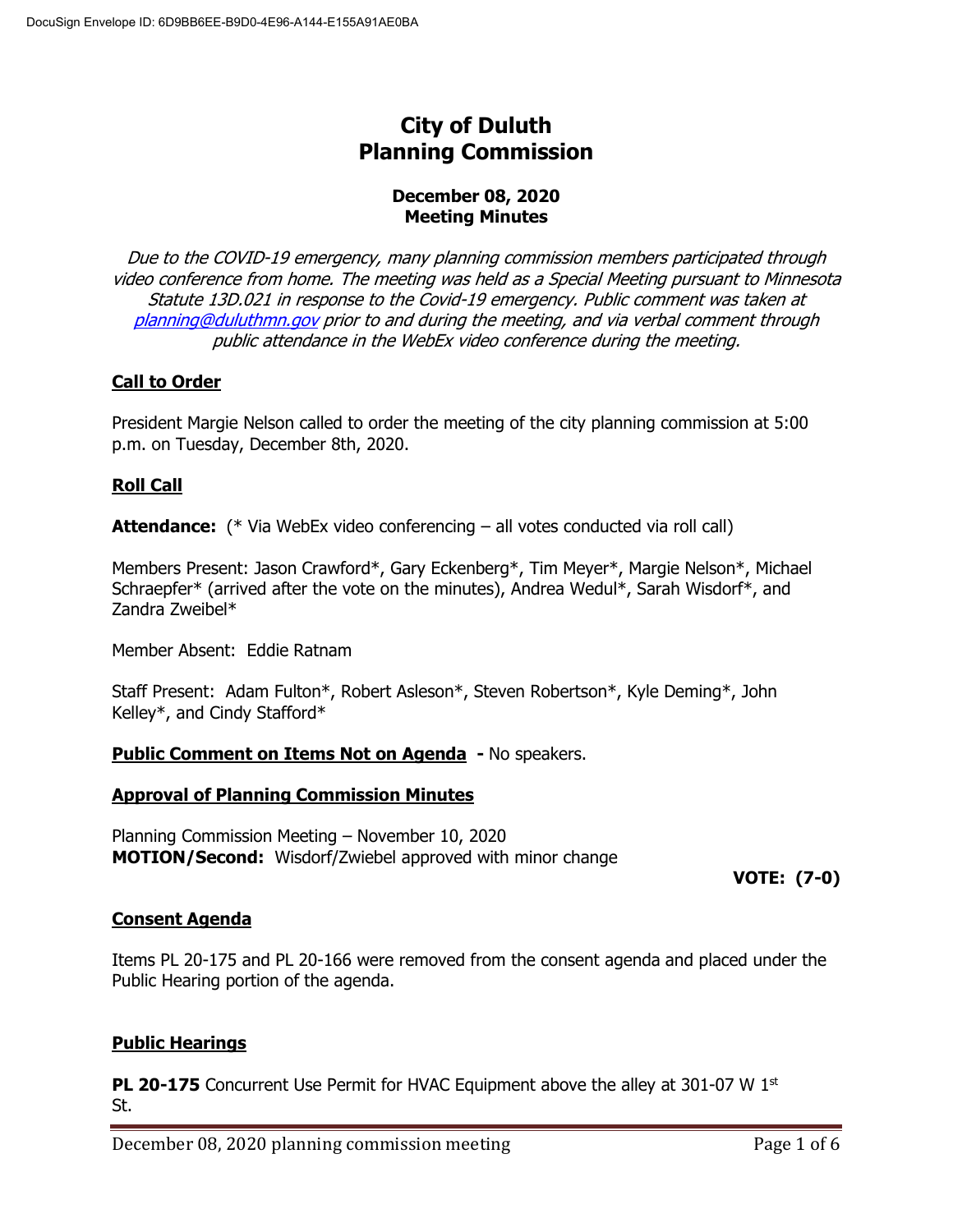# City of Duluth Planning Commission

## December 08, 2020 Meeting Minutes

*Due to the COVID-19 emergency, many planning commission members participated through video conference from home. The meeting was held as a Special Meeting pursuant to Minnesota Statute 13D.021 in response to the Covid-19 emergency. Public comment was taken at [planning@duluthmn.gov](mailto:planning@duluthmn.gov) prior to and during the meeting, and via verbal comment through public attendance in the WebEx video conference during the meeting.*

**Call to Order**

President Margie Nelson called to order the meeting of the city planning commission at 5:00 p.m. on Tuesday, December 8th, 2020.

**Roll Call**

**Attendance:** (* Via WebEx video conferencing – all votes conducted via roll call)

Members Present: Jason Crawford*, Gary Eckenberg*, Tim Meyer*, Margie Nelson*, Michael Schraepfer* (arrived after the vote on the minutes), Andrea Wedul*, Sarah Wisdorf*, and Zandra Zweibel*

Member Absent: Eddie Ratnam

Staff Present: Adam Fulton*, Robert Asleson*, Steven Robertson*, Kyle Deming*, John Kelley*, and Cindy Stafford*

**Public Comment on Items Not on Agenda** - No speakers.

**Approval of Planning Commission Minutes**

Planning Commission Meeting – November 10, 2020
**MOTION/Second:** Wisdorf/Zwiebel approved with minor change

**VOTE: (7-0)**

**Consent Agenda**

Items PL 20-175 and PL 20-166 were removed from the consent agenda and placed under the Public Hearing portion of the agenda.

**Public Hearings**

**PL 20-175** Concurrent Use Permit for HVAC Equipment above the alley at 301-07 W 1st St.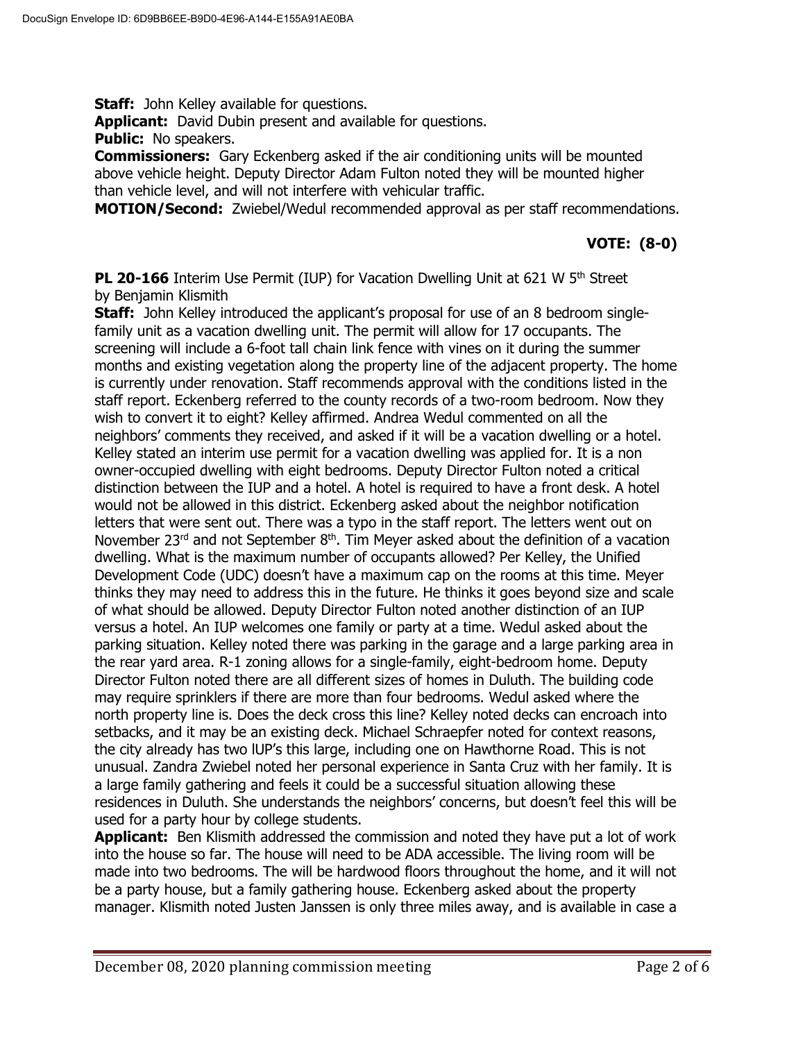**Staff:** John Kelley available for questions.
**Applicant:** David Dubin present and available for questions.
**Public:** No speakers.
**Commissioners:** Gary Eckenberg asked if the air conditioning units will be mounted above vehicle height. Deputy Director Adam Fulton noted they will be mounted higher than vehicle level, and will not interfere with vehicular traffic.
**MOTION/Second:** Zwiebel/Wedul recommended approval as per staff recommendations.

**VOTE: (8-0)**

**PL 20-166** Interim Use Permit (IUP) for Vacation Dwelling Unit at 621 W 5th Street by Benjamin Klismith
**Staff:** John Kelley introduced the applicant's proposal for use of an 8 bedroom single-family unit as a vacation dwelling unit. The permit will allow for 17 occupants. The screening will include a 6-foot tall chain link fence with vines on it during the summer months and existing vegetation along the property line of the adjacent property. The home is currently under renovation. Staff recommends approval with the conditions listed in the staff report. Eckenberg referred to the county records of a two-room bedroom. Now they wish to convert it to eight? Kelley affirmed. Andrea Wedul commented on all the neighbors' comments they received, and asked if it will be a vacation dwelling or a hotel. Kelley stated an interim use permit for a vacation dwelling was applied for. It is a non owner-occupied dwelling with eight bedrooms. Deputy Director Fulton noted a critical distinction between the IUP and a hotel. A hotel is required to have a front desk. A hotel would not be allowed in this district. Eckenberg asked about the neighbor notification letters that were sent out. There was a typo in the staff report. The letters went out on November 23rd and not September 8th. Tim Meyer asked about the definition of a vacation dwelling. What is the maximum number of occupants allowed? Per Kelley, the Unified Development Code (UDC) doesn't have a maximum cap on the rooms at this time. Meyer thinks they may need to address this in the future. He thinks it goes beyond size and scale of what should be allowed. Deputy Director Fulton noted another distinction of an IUP versus a hotel. An IUP welcomes one family or party at a time. Wedul asked about the parking situation. Kelley noted there was parking in the garage and a large parking area in the rear yard area. R-1 zoning allows for a single-family, eight-bedroom home. Deputy Director Fulton noted there are all different sizes of homes in Duluth. The building code may require sprinklers if there are more than four bedrooms. Wedul asked where the north property line is. Does the deck cross this line? Kelley noted decks can encroach into setbacks, and it may be an existing deck. Michael Schraepfer noted for context reasons, the city already has two IUP's this large, including one on Hawthorne Road. This is not unusual. Zandra Zwiebel noted her personal experience in Santa Cruz with her family. It is a large family gathering and feels it could be a successful situation allowing these residences in Duluth. She understands the neighbors' concerns, but doesn't feel this will be used for a party hour by college students.
**Applicant:** Ben Klismith addressed the commission and noted they have put a lot of work into the house so far. The house will need to be ADA accessible. The living room will be made into two bedrooms. The will be hardwood floors throughout the home, and it will not be a party house, but a family gathering house. Eckenberg asked about the property manager. Klismith noted Justen Janssen is only three miles away, and is available in case a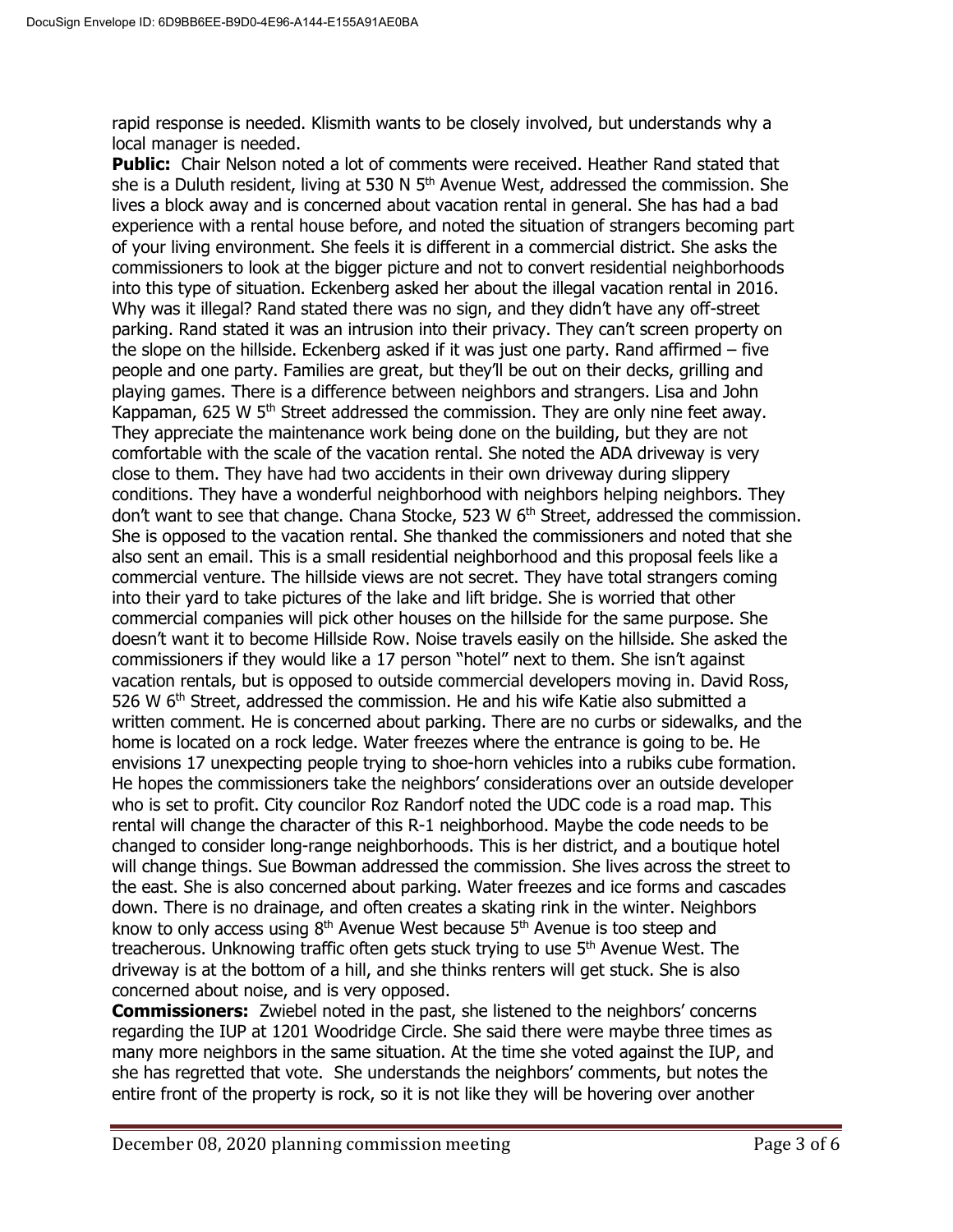rapid response is needed. Klismith wants to be closely involved, but understands why a local manager is needed.

**Public:** Chair Nelson noted a lot of comments were received. Heather Rand stated that she is a Duluth resident, living at 530 N 5th Avenue West, addressed the commission. She lives a block away and is concerned about vacation rental in general. She has had a bad experience with a rental house before, and noted the situation of strangers becoming part of your living environment. She feels it is different in a commercial district. She asks the commissioners to look at the bigger picture and not to convert residential neighborhoods into this type of situation. Eckenberg asked her about the illegal vacation rental in 2016. Why was it illegal? Rand stated there was no sign, and they didn't have any off-street parking. Rand stated it was an intrusion into their privacy. They can't screen property on the slope on the hillside. Eckenberg asked if it was just one party. Rand affirmed – five people and one party. Families are great, but they'll be out on their decks, grilling and playing games. There is a difference between neighbors and strangers. Lisa and John Kappaman, 625 W 5th Street addressed the commission. They are only nine feet away. They appreciate the maintenance work being done on the building, but they are not comfortable with the scale of the vacation rental. She noted the ADA driveway is very close to them. They have had two accidents in their own driveway during slippery conditions. They have a wonderful neighborhood with neighbors helping neighbors. They don't want to see that change. Chana Stocke, 523 W 6th Street, addressed the commission. She is opposed to the vacation rental. She thanked the commissioners and noted that she also sent an email. This is a small residential neighborhood and this proposal feels like a commercial venture. The hillside views are not secret. They have total strangers coming into their yard to take pictures of the lake and lift bridge. She is worried that other commercial companies will pick other houses on the hillside for the same purpose. She doesn't want it to become Hillside Row. Noise travels easily on the hillside. She asked the commissioners if they would like a 17 person "hotel" next to them. She isn't against vacation rentals, but is opposed to outside commercial developers moving in. David Ross, 526 W 6th Street, addressed the commission. He and his wife Katie also submitted a written comment. He is concerned about parking. There are no curbs or sidewalks, and the home is located on a rock ledge. Water freezes where the entrance is going to be. He envisions 17 unexpecting people trying to shoe-horn vehicles into a rubiks cube formation. He hopes the commissioners take the neighbors' considerations over an outside developer who is set to profit. City councilor Roz Randorf noted the UDC code is a road map. This rental will change the character of this R-1 neighborhood. Maybe the code needs to be changed to consider long-range neighborhoods. This is her district, and a boutique hotel will change things. Sue Bowman addressed the commission. She lives across the street to the east. She is also concerned about parking. Water freezes and ice forms and cascades down. There is no drainage, and often creates a skating rink in the winter. Neighbors know to only access using 8th Avenue West because 5th Avenue is too steep and treacherous. Unknowing traffic often gets stuck trying to use 5th Avenue West. The driveway is at the bottom of a hill, and she thinks renters will get stuck. She is also concerned about noise, and is very opposed.

**Commissioners:** Zwiebel noted in the past, she listened to the neighbors' concerns regarding the IUP at 1201 Woodridge Circle. She said there were maybe three times as many more neighbors in the same situation. At the time she voted against the IUP, and she has regretted that vote. She understands the neighbors' comments, but notes the entire front of the property is rock, so it is not like they will be hovering over another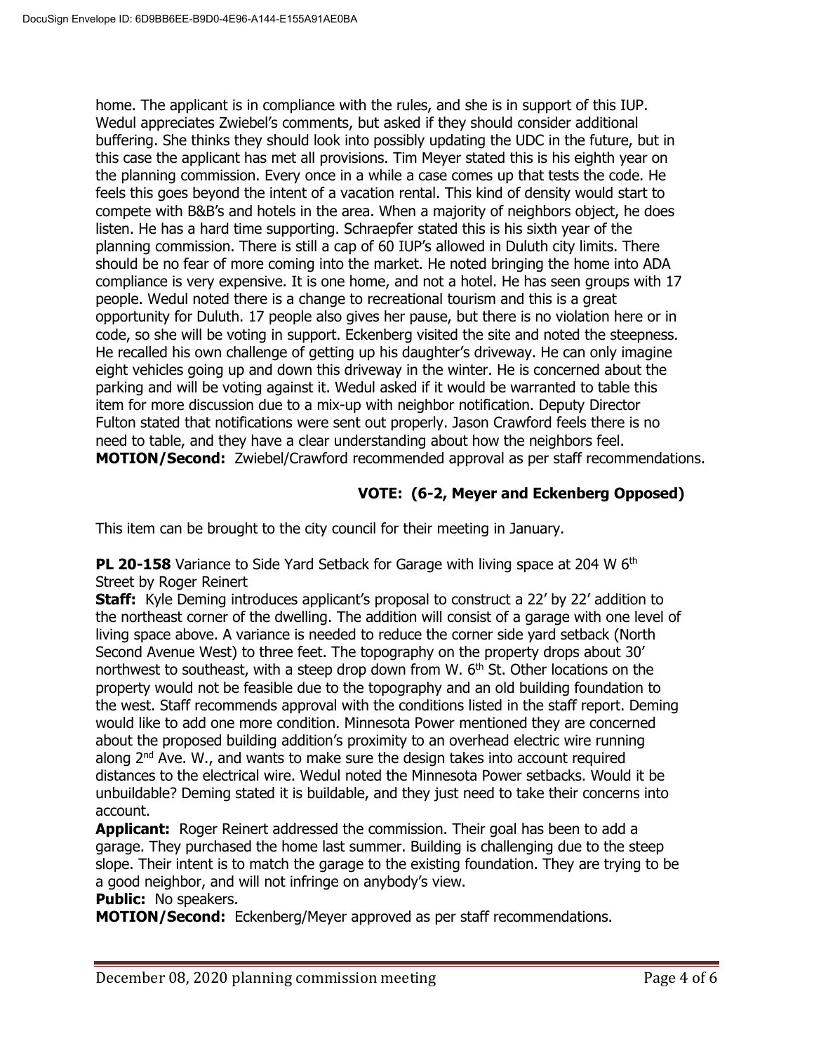home. The applicant is in compliance with the rules, and she is in support of this IUP. Wedul appreciates Zwiebel's comments, but asked if they should consider additional buffering. She thinks they should look into possibly updating the UDC in the future, but in this case the applicant has met all provisions. Tim Meyer stated this is his eighth year on the planning commission. Every once in a while a case comes up that tests the code. He feels this goes beyond the intent of a vacation rental. This kind of density would start to compete with B&B's and hotels in the area. When a majority of neighbors object, he does listen. He has a hard time supporting. Schraepfer stated this is his sixth year of the planning commission. There is still a cap of 60 IUP's allowed in Duluth city limits. There should be no fear of more coming into the market. He noted bringing the home into ADA compliance is very expensive. It is one home, and not a hotel. He has seen groups with 17 people. Wedul noted there is a change to recreational tourism and this is a great opportunity for Duluth. 17 people also gives her pause, but there is no violation here or in code, so she will be voting in support. Eckenberg visited the site and noted the steepness. He recalled his own challenge of getting up his daughter's driveway. He can only imagine eight vehicles going up and down this driveway in the winter. He is concerned about the parking and will be voting against it. Wedul asked if it would be warranted to table this item for more discussion due to a mix-up with neighbor notification. Deputy Director Fulton stated that notifications were sent out properly. Jason Crawford feels there is no need to table, and they have a clear understanding about how the neighbors feel.
**MOTION/Second:** Zwiebel/Crawford recommended approval as per staff recommendations.

**VOTE: (6-2, Meyer and Eckenberg Opposed)**

This item can be brought to the city council for their meeting in January.

**PL 20-158** Variance to Side Yard Setback for Garage with living space at 204 W 6th Street by Roger Reinert

**Staff:** Kyle Deming introduces applicant's proposal to construct a 22' by 22' addition to the northeast corner of the dwelling. The addition will consist of a garage with one level of living space above. A variance is needed to reduce the corner side yard setback (North Second Avenue West) to three feet. The topography on the property drops about 30' northwest to southeast, with a steep drop down from W. 6th St. Other locations on the property would not be feasible due to the topography and an old building foundation to the west. Staff recommends approval with the conditions listed in the staff report. Deming would like to add one more condition. Minnesota Power mentioned they are concerned about the proposed building addition's proximity to an overhead electric wire running along 2nd Ave. W., and wants to make sure the design takes into account required distances to the electrical wire. Wedul noted the Minnesota Power setbacks. Would it be unbuildable? Deming stated it is buildable, and they just need to take their concerns into account.
**Applicant:** Roger Reinert addressed the commission. Their goal has been to add a garage. They purchased the home last summer. Building is challenging due to the steep slope. Their intent is to match the garage to the existing foundation. They are trying to be a good neighbor, and will not infringe on anybody's view.
**Public:** No speakers.
**MOTION/Second:** Eckenberg/Meyer approved as per staff recommendations.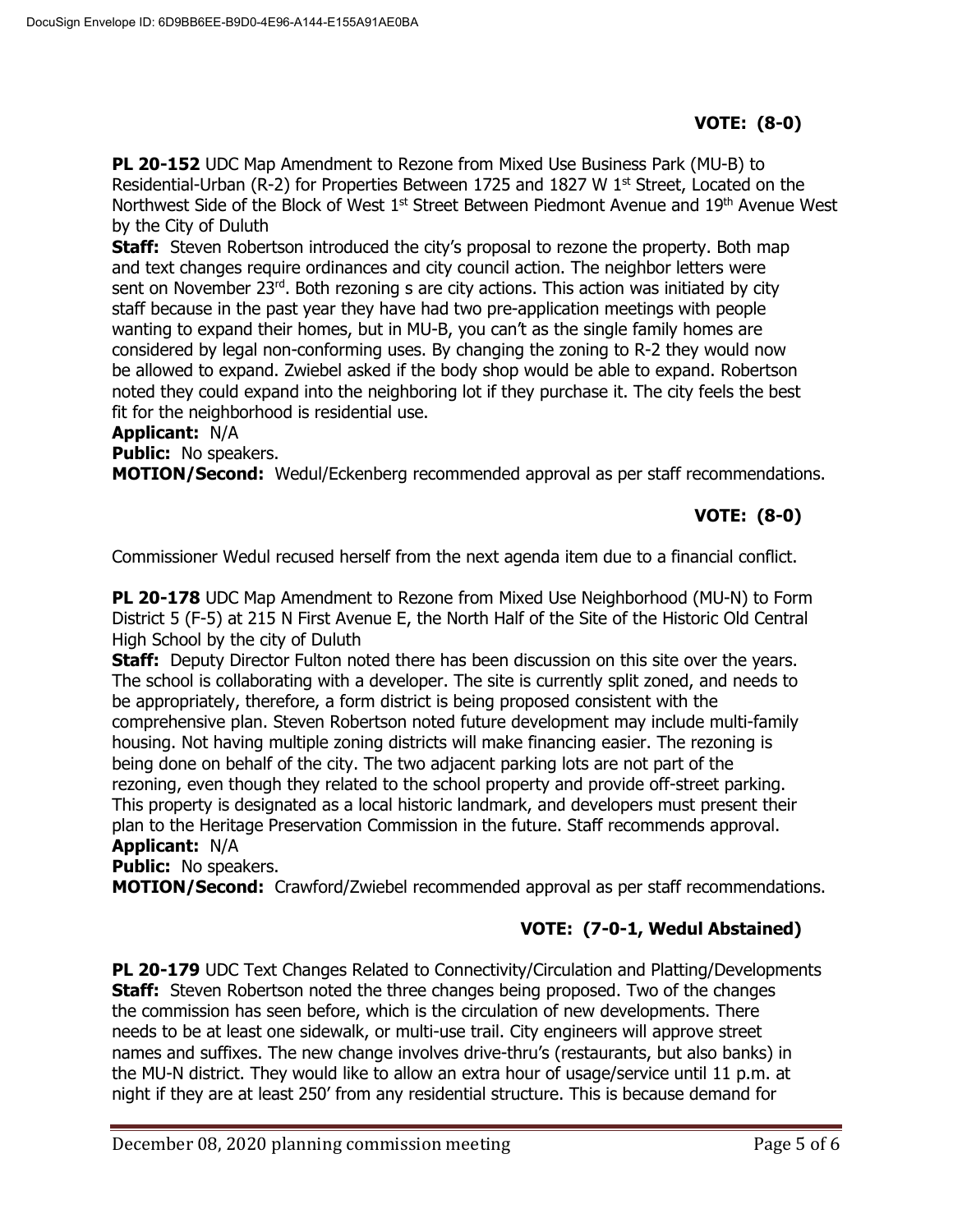**VOTE: (8-0)**

**PL 20-152** UDC Map Amendment to Rezone from Mixed Use Business Park (MU-B) to Residential-Urban (R-2) for Properties Between 1725 and 1827 W 1st Street, Located on the Northwest Side of the Block of West 1st Street Between Piedmont Avenue and 19th Avenue West by the City of Duluth

**Staff:** Steven Robertson introduced the city's proposal to rezone the property. Both map and text changes require ordinances and city council action. The neighbor letters were sent on November 23rd. Both rezoning s are city actions. This action was initiated by city staff because in the past year they have had two pre-application meetings with people wanting to expand their homes, but in MU-B, you can't as the single family homes are considered by legal non-conforming uses. By changing the zoning to R-2 they would now be allowed to expand. Zwiebel asked if the body shop would be able to expand. Robertson noted they could expand into the neighboring lot if they purchase it. The city feels the best fit for the neighborhood is residential use.

**Applicant:** N/A

**Public:** No speakers.

**MOTION/Second:** Wedul/Eckenberg recommended approval as per staff recommendations.

**VOTE: (8-0)**

Commissioner Wedul recused herself from the next agenda item due to a financial conflict.

**PL 20-178** UDC Map Amendment to Rezone from Mixed Use Neighborhood (MU-N) to Form District 5 (F-5) at 215 N First Avenue E, the North Half of the Site of the Historic Old Central High School by the city of Duluth

**Staff:** Deputy Director Fulton noted there has been discussion on this site over the years. The school is collaborating with a developer. The site is currently split zoned, and needs to be appropriately, therefore, a form district is being proposed consistent with the comprehensive plan. Steven Robertson noted future development may include multi-family housing. Not having multiple zoning districts will make financing easier. The rezoning is being done on behalf of the city. The two adjacent parking lots are not part of the rezoning, even though they related to the school property and provide off-street parking. This property is designated as a local historic landmark, and developers must present their plan to the Heritage Preservation Commission in the future. Staff recommends approval.

**Applicant:** N/A

**Public:** No speakers.

**MOTION/Second:** Crawford/Zwiebel recommended approval as per staff recommendations.

**VOTE: (7-0-1, Wedul Abstained)**

**PL 20-179** UDC Text Changes Related to Connectivity/Circulation and Platting/Developments

**Staff:** Steven Robertson noted the three changes being proposed. Two of the changes the commission has seen before, which is the circulation of new developments. There needs to be at least one sidewalk, or multi-use trail. City engineers will approve street names and suffixes. The new change involves drive-thru's (restaurants, but also banks) in the MU-N district. They would like to allow an extra hour of usage/service until 11 p.m. at night if they are at least 250' from any residential structure. This is because demand for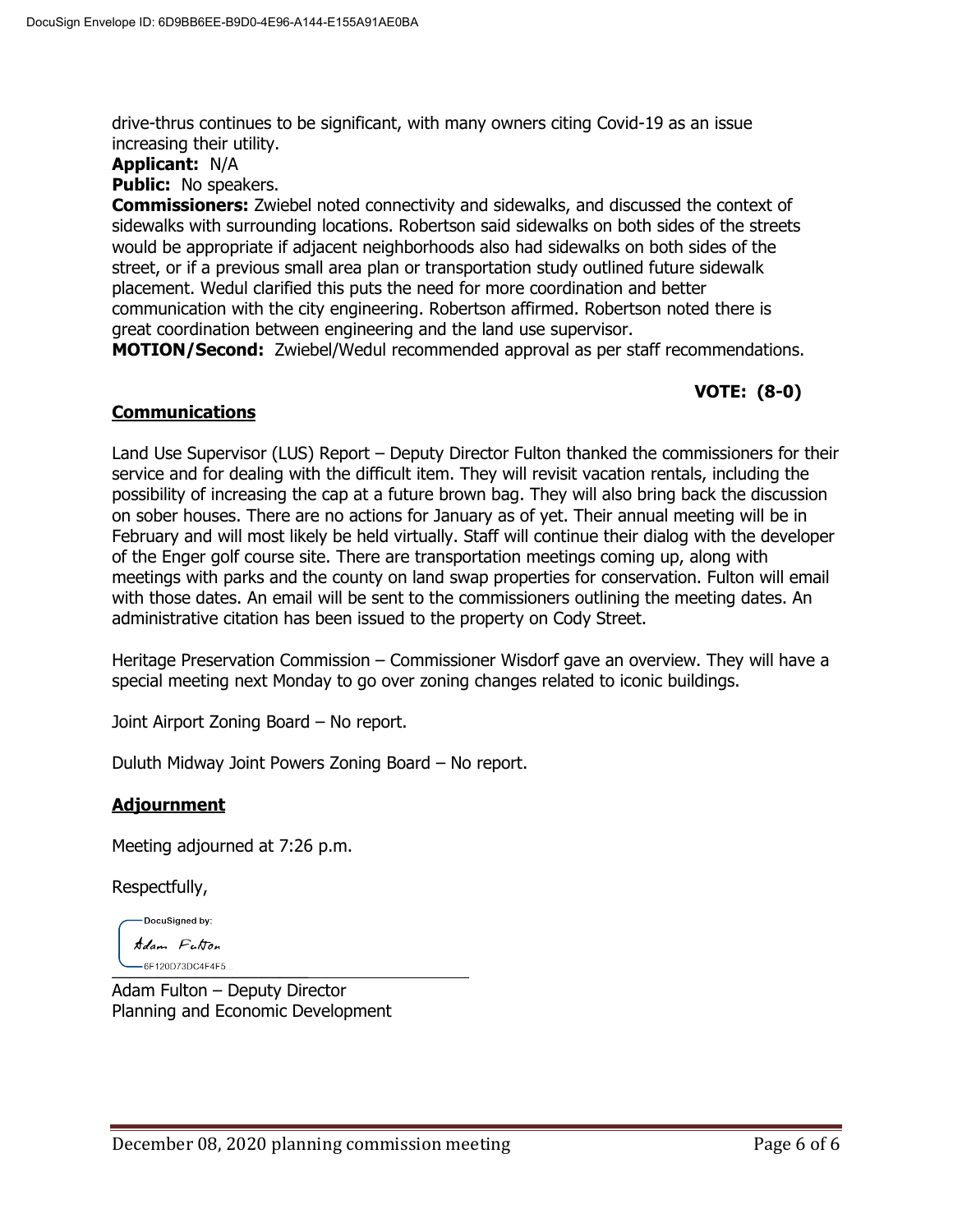drive-thrus continues to be significant, with many owners citing Covid-19 as an issue increasing their utility.

**Applicant:** N/A

**Public:** No speakers.

**Commissioners:** Zwiebel noted connectivity and sidewalks, and discussed the context of sidewalks with surrounding locations. Robertson said sidewalks on both sides of the streets would be appropriate if adjacent neighborhoods also had sidewalks on both sides of the street, or if a previous small area plan or transportation study outlined future sidewalk placement. Wedul clarified this puts the need for more coordination and better communication with the city engineering. Robertson affirmed. Robertson noted there is great coordination between engineering and the land use supervisor.

**MOTION/Second:** Zwiebel/Wedul recommended approval as per staff recommendations.

**VOTE: (8-0)**

## Communications

Land Use Supervisor (LUS) Report – Deputy Director Fulton thanked the commissioners for their service and for dealing with the difficult item. They will revisit vacation rentals, including the possibility of increasing the cap at a future brown bag. They will also bring back the discussion on sober houses. There are no actions for January as of yet. Their annual meeting will be in February and will most likely be held virtually. Staff will continue their dialog with the developer of the Enger golf course site. There are transportation meetings coming up, along with meetings with parks and the county on land swap properties for conservation. Fulton will email with those dates. An email will be sent to the commissioners outlining the meeting dates. An administrative citation has been issued to the property on Cody Street.

Heritage Preservation Commission – Commissioner Wisdorf gave an overview. They will have a special meeting next Monday to go over zoning changes related to iconic buildings.

Joint Airport Zoning Board – No report.

Duluth Midway Joint Powers Zoning Board – No report.

## Adjournment

Meeting adjourned at 7:26 p.m.

Respectfully,

DocuSigned by:
Adam Fulton
6F120D73DC4F4F5...

Adam Fulton – Deputy Director
Planning and Economic Development